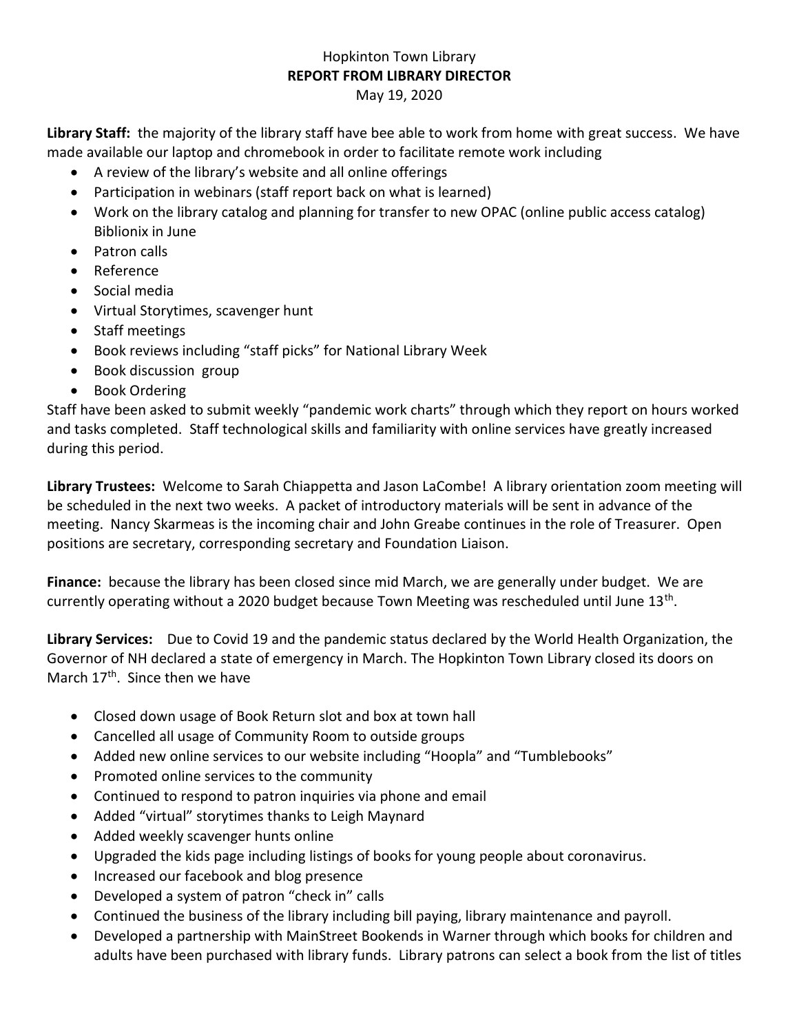Hopkinton Town Library

**REPORT FROM LIBRARY DIRECTOR**

May 19, 2020

**Library Staff:** the majority of the library staff have bee able to work from home with great success. We have made available our laptop and chromebook in order to facilitate remote work including

- A review of the library's website and all online offerings
- Participation in webinars (staff report back on what is learned)
- Work on the library catalog and planning for transfer to new OPAC (online public access catalog) Biblionix in June
- Patron calls
- Reference
- Social media
- Virtual Storytimes, scavenger hunt
- Staff meetings
- Book reviews including "staff picks" for National Library Week
- Book discussion group
- Book Ordering

Staff have been asked to submit weekly "pandemic work charts" through which they report on hours worked and tasks completed. Staff technological skills and familiarity with online services have greatly increased during this period.

**Library Trustees:** Welcome to Sarah Chiappetta and Jason LaCombe! A library orientation zoom meeting will be scheduled in the next two weeks. A packet of introductory materials will be sent in advance of the meeting. Nancy Skarmeas is the incoming chair and John Greabe continues in the role of Treasurer. Open positions are secretary, corresponding secretary and Foundation Liaison.

**Finance:** because the library has been closed since mid March, we are generally under budget. We are currently operating without a 2020 budget because Town Meeting was rescheduled until June 13th.

**Library Services:** Due to Covid 19 and the pandemic status declared by the World Health Organization, the Governor of NH declared a state of emergency in March. The Hopkinton Town Library closed its doors on March 17th. Since then we have

- Closed down usage of Book Return slot and box at town hall
- Cancelled all usage of Community Room to outside groups
- Added new online services to our website including "Hoopla" and "Tumblebooks"
- Promoted online services to the community
- Continued to respond to patron inquiries via phone and email
- Added "virtual" storytimes thanks to Leigh Maynard
- Added weekly scavenger hunts online
- Upgraded the kids page including listings of books for young people about coronavirus.
- Increased our facebook and blog presence
- Developed a system of patron "check in" calls
- Continued the business of the library including bill paying, library maintenance and payroll.
- Developed a partnership with MainStreet Bookends in Warner through which books for children and adults have been purchased with library funds. Library patrons can select a book from the list of titles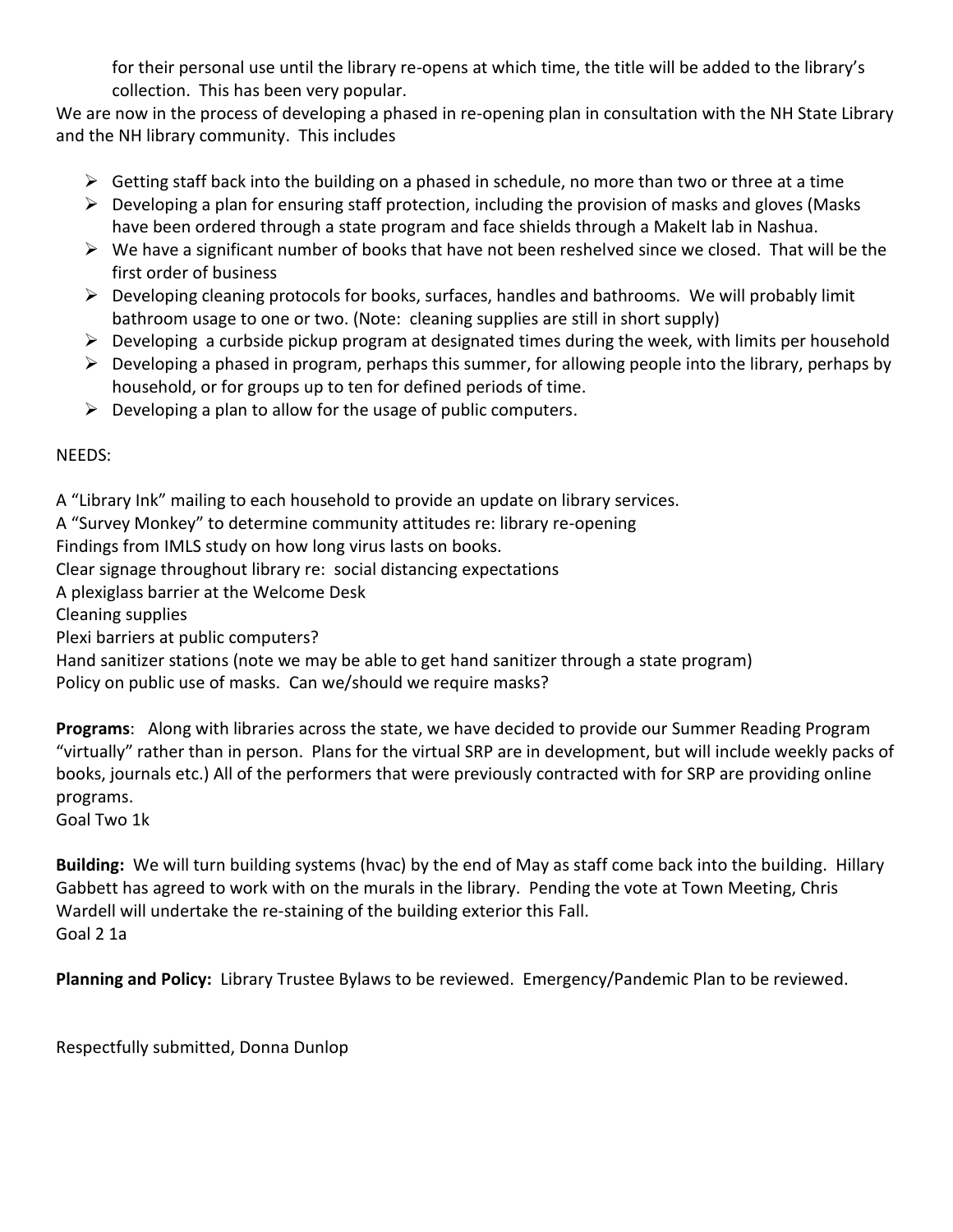for their personal use until the library re-opens at which time, the title will be added to the library's collection. This has been very popular.

We are now in the process of developing a phased in re-opening plan in consultation with the NH State Library and the NH library community. This includes

- Getting staff back into the building on a phased in schedule, no more than two or three at a time
- Developing a plan for ensuring staff protection, including the provision of masks and gloves (Masks have been ordered through a state program and face shields through a MakeIt lab in Nashua.
- We have a significant number of books that have not been reshelved since we closed. That will be the first order of business
- Developing cleaning protocols for books, surfaces, handles and bathrooms. We will probably limit bathroom usage to one or two. (Note: cleaning supplies are still in short supply)
- Developing a curbside pickup program at designated times during the week, with limits per household
- Developing a phased in program, perhaps this summer, for allowing people into the library, perhaps by household, or for groups up to ten for defined periods of time.
- Developing a plan to allow for the usage of public computers.

NEEDS:

A "Library Ink" mailing to each household to provide an update on library services.
A "Survey Monkey" to determine community attitudes re: library re-opening
Findings from IMLS study on how long virus lasts on books.
Clear signage throughout library re: social distancing expectations
A plexiglass barrier at the Welcome Desk
Cleaning supplies
Plexi barriers at public computers?
Hand sanitizer stations (note we may be able to get hand sanitizer through a state program)
Policy on public use of masks. Can we/should we require masks?

**Programs**: Along with libraries across the state, we have decided to provide our Summer Reading Program "virtually" rather than in person. Plans for the virtual SRP are in development, but will include weekly packs of books, journals etc.) All of the performers that were previously contracted with for SRP are providing online programs.
Goal Two 1k

**Building:** We will turn building systems (hvac) by the end of May as staff come back into the building. Hillary Gabbett has agreed to work with on the murals in the library. Pending the vote at Town Meeting, Chris Wardell will undertake the re-staining of the building exterior this Fall.
Goal 2 1a

**Planning and Policy:** Library Trustee Bylaws to be reviewed. Emergency/Pandemic Plan to be reviewed.

Respectfully submitted, Donna Dunlop